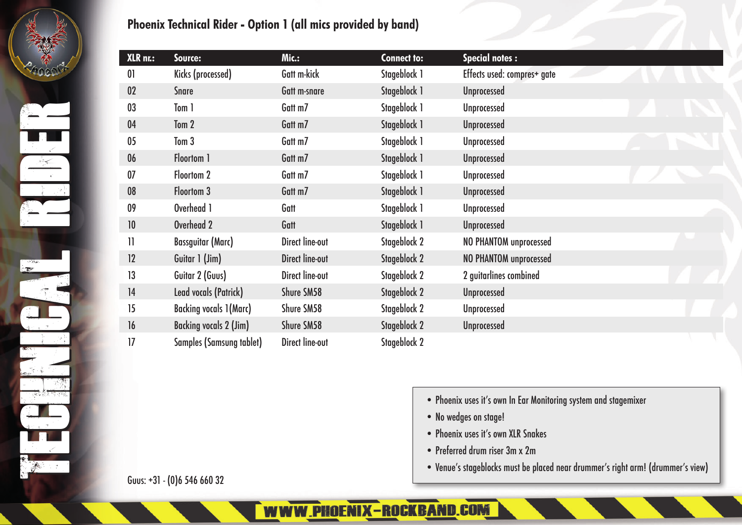# Phoenix Technical Rider - Option 1 (all mics provided by band)

| XLR nr.: | Source: | Mic.: | Connect to: | Special notes : |
|---|---|---|---|---|
| 01 | Kicks (processed) | Gatt m-kick | Stageblock 1 | Effects used: compres+ gate |
| 02 | Snare | Gatt m-snare | Stageblock 1 | Unprocessed |
| 03 | Tom 1 | Gatt m7 | Stageblock 1 | Unprocessed |
| 04 | Tom 2 | Gatt m7 | Stageblock 1 | Unprocessed |
| 05 | Tom 3 | Gatt m7 | Stageblock 1 | Unprocessed |
| 06 | Floortom 1 | Gatt m7 | Stageblock 1 | Unprocessed |
| 07 | Floortom 2 | Gatt m7 | Stageblock 1 | Unprocessed |
| 08 | Floortom 3 | Gatt m7 | Stageblock 1 | Unprocessed |
| 09 | Overhead 1 | Gatt | Stageblock 1 | Unprocessed |
| 10 | Overhead 2 | Gatt | Stageblock 1 | Unprocessed |
| 11 | Bassguitar (Marc) | Direct line-out | Stageblock 2 | NO PHANTOM unprocessed |
| 12 | Guitar 1 (Jim) | Direct line-out | Stageblock 2 | NO PHANTOM unprocessed |
| 13 | Guitar 2 (Guus) | Direct line-out | Stageblock 2 | 2 guitarlines combined |
| 14 | Lead vocals (Patrick) | Shure SM58 | Stageblock 2 | Unprocessed |
| 15 | Backing vocals 1(Marc) | Shure SM58 | Stageblock 2 | Unprocessed |
| 16 | Backing vocals 2 (Jim) | Shure SM58 | Stageblock 2 | Unprocessed |
| 17 | Samples (Samsung tablet) | Direct line-out | Stageblock 2 | |

- Phoenix uses it's own In Ear Monitoring system and stagemixer
- No wedges on stage!
- Phoenix uses it's own XLR Snakes
- Preferred drum riser 3m x 2m
- Venue's stageblocks must be placed near drummer's right arm! (drummer's view)

Guus: +31 - (0)6 546 660 32

WWW.PHOENIX-ROCKBAND.COM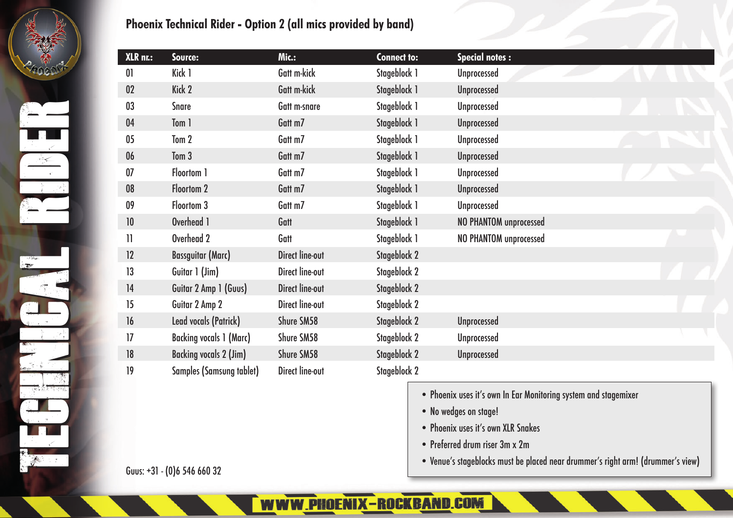# Phoenix Technical Rider - Option 2 (all mics provided by band)

| XLR nr.: | Source: | Mic.: | Connect to: | Special notes : |
|---|---|---|---|---|
| 01 | Kick 1 | Gatt m-kick | Stageblock 1 | Unprocessed |
| 02 | Kick 2 | Gatt m-kick | Stageblock 1 | Unprocessed |
| 03 | Snare | Gatt m-snare | Stageblock 1 | Unprocessed |
| 04 | Tom 1 | Gatt m7 | Stageblock 1 | Unprocessed |
| 05 | Tom 2 | Gatt m7 | Stageblock 1 | Unprocessed |
| 06 | Tom 3 | Gatt m7 | Stageblock 1 | Unprocessed |
| 07 | Floortom 1 | Gatt m7 | Stageblock 1 | Unprocessed |
| 08 | Floortom 2 | Gatt m7 | Stageblock 1 | Unprocessed |
| 09 | Floortom 3 | Gatt m7 | Stageblock 1 | Unprocessed |
| 10 | Overhead 1 | Gatt | Stageblock 1 | NO PHANTOM unprocessed |
| 11 | Overhead 2 | Gatt | Stageblock 1 | NO PHANTOM unprocessed |
| 12 | Bassguitar (Marc) | Direct line-out | Stageblock 2 | |
| 13 | Guitar 1 (Jim) | Direct line-out | Stageblock 2 | |
| 14 | Guitar 2 Amp 1 (Guus) | Direct line-out | Stageblock 2 | |
| 15 | Guitar 2 Amp 2 | Direct line-out | Stageblock 2 | |
| 16 | Lead vocals (Patrick) | Shure SM58 | Stageblock 2 | Unprocessed |
| 17 | Backing vocals 1 (Marc) | Shure SM58 | Stageblock 2 | Unprocessed |
| 18 | Backing vocals 2 (Jim) | Shure SM58 | Stageblock 2 | Unprocessed |
| 19 | Samples (Samsung tablet) | Direct line-out | Stageblock 2 | |

- Phoenix uses it's own In Ear Monitoring system and stagemixer
- No wedges on stage!
- Phoenix uses it's own XLR Snakes
- Preferred drum riser 3m x 2m
- Venue's stageblocks must be placed near drummer's right arm! (drummer's view)

Guus: +31 - (0)6 546 660 32

WWW.PHOENIX-ROCKBAND.COM